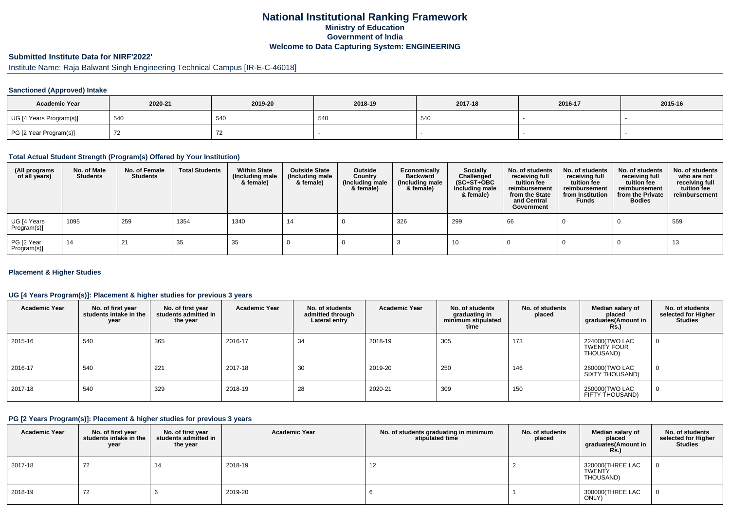# National Institutional Ranking Framework
## Ministry of Education
## Government of India
## Welcome to Data Capturing System: ENGINEERING

### Submitted Institute Data for NIRF'2022'

Institute Name: Raja Balwant Singh Engineering Technical Campus [IR-E-C-46018]

#### Sanctioned (Approved) Intake

| Academic Year | 2020-21 | 2019-20 | 2018-19 | 2017-18 | 2016-17 | 2015-16 |
|---|---|---|---|---|---|---|
| UG [4 Years Program(s)] | 540 | 540 | 540 | 540 | - | - |
| PG [2 Year Program(s)] | 72 | 72 | - | - | - | - |

#### Total Actual Student Strength (Program(s) Offered by Your Institution)

| (All programs of all years) | No. of Male Students | No. of Female Students | Total Students | Within State (Including male & female) | Outside State (Including male & female) | Outside Country (Including male & female) | Economically Backward (Including male & female) | Socially Challenged (SC+ST+OBC Including male & female) | No. of students receiving full tuition fee reimbursement from the State and Central Government | No. of students receiving full tuition fee reimbursement from Institution Funds | No. of students receiving full tuition fee reimbursement from the Private Bodies | No. of students who are not receiving full tuition fee reimbursement |
|---|---|---|---|---|---|---|---|---|---|---|---|---|
| UG [4 Years Program(s)] | 1095 | 259 | 1354 | 1340 | 14 | 0 | 326 | 299 | 66 | 0 | 0 | 559 |
| PG [2 Year Program(s)] | 14 | 21 | 35 | 35 | 0 | 0 | 3 | 10 | 0 | 0 | 0 | 13 |

#### Placement & Higher Studies

#### UG [4 Years Program(s)]: Placement & higher studies for previous 3 years

| Academic Year | No. of first year students intake in the year | No. of first year students admitted in the year | Academic Year | No. of students admitted through Lateral entry | Academic Year | No. of students graduating in minimum stipulated time | No. of students placed | Median salary of placed graduates(Amount in Rs.) | No. of students selected for Higher Studies |
|---|---|---|---|---|---|---|---|---|---|
| 2015-16 | 540 | 365 | 2016-17 | 34 | 2018-19 | 305 | 173 | 224000(TWO LAC TWENTY FOUR THOUSAND) | 0 |
| 2016-17 | 540 | 221 | 2017-18 | 30 | 2019-20 | 250 | 146 | 260000(TWO LAC SIXTY THOUSAND) | 0 |
| 2017-18 | 540 | 329 | 2018-19 | 28 | 2020-21 | 309 | 150 | 250000(TWO LAC FIFTY THOUSAND) | 0 |

#### PG [2 Years Program(s)]: Placement & higher studies for previous 3 years

| Academic Year | No. of first year students intake in the year | No. of first year students admitted in the year | Academic Year | No. of students graduating in minimum stipulated time | No. of students placed | Median salary of placed graduates(Amount in Rs.) | No. of students selected for Higher Studies |
|---|---|---|---|---|---|---|---|
| 2017-18 | 72 | 14 | 2018-19 | 12 | 2 | 320000(THREE LAC TWENTY THOUSAND) | 0 |
| 2018-19 | 72 | 6 | 2019-20 | 6 | 1 | 300000(THREE LAC ONLY) | 0 |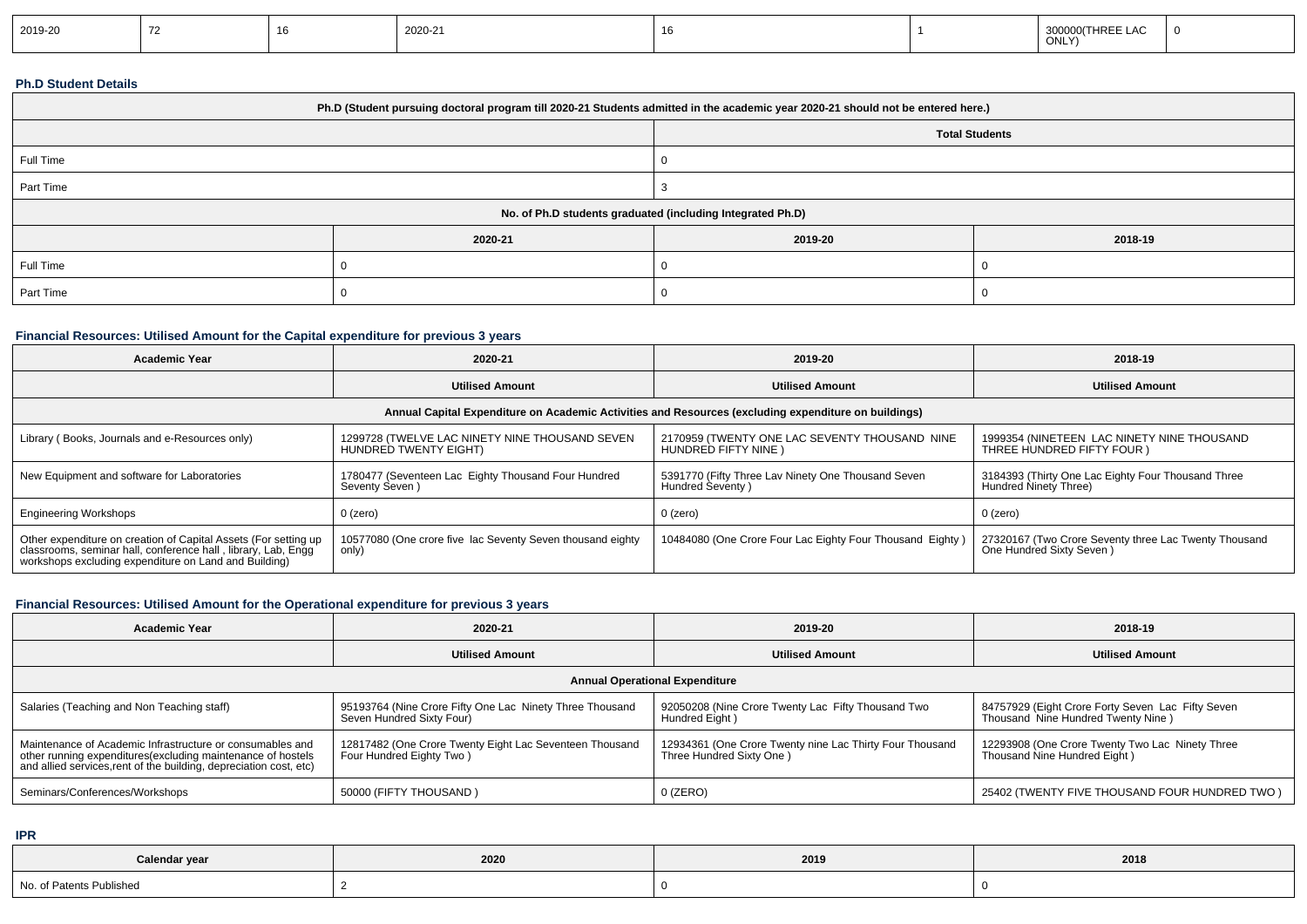| 2019-20 | 72 | 16 | 2020-21 | 16 | 1 | 300000(THREE LAC ONLY) | 0 |
|---|---|---|---|---|---|---|---|

### Ph.D Student Details

| Ph.D (Student pursuing doctoral program till 2020-21 Students admitted in the academic year 2020-21 should not be entered here.) | | | |
|---|---|---|---|
| | Total Students | | |
| Full Time | 0 | | |
| Part Time | 3 | | |
| No. of Ph.D students graduated (including Integrated Ph.D) | | | |
| | 2020-21 | 2019-20 | 2018-19 |
| Full Time | 0 | 0 | 0 |
| Part Time | 0 | 0 | 0 |

### Financial Resources: Utilised Amount for the Capital expenditure for previous 3 years

| Academic Year | 2020-21 | 2019-20 | 2018-19 |
|---|---|---|---|
| | Utilised Amount | Utilised Amount | Utilised Amount |
| Annual Capital Expenditure on Academic Activities and Resources (excluding expenditure on buildings) | | | |
| Library ( Books, Journals and e-Resources only) | 1299728 (TWELVE LAC NINETY NINE THOUSAND SEVEN HUNDRED TWENTY EIGHT) | 2170959 (TWENTY ONE LAC SEVENTY THOUSAND NINE HUNDRED FIFTY NINE ) | 1999354 (NINETEEN LAC NINETY NINE THOUSAND THREE HUNDRED FIFTY FOUR ) |
| New Equipment and software for Laboratories | 1780477 (Seventeen Lac Eighty Thousand Four Hundred Seventy Seven ) | 5391770 (Fifty Three Lac Ninety One Thousand Seven Hundred Seventy ) | 3184393 (Thirty One Lac Eighty Four Thousand Three Hundred Ninety Three) |
| Engineering Workshops | 0 (zero) | 0 (zero) | 0 (zero) |
| Other expenditure on creation of Capital Assets (For setting up classrooms, seminar hall, conference hall , library, Lab, Engg workshops excluding expenditure on Land and Building) | 10577080 (One crore five lac Seventy Seven thousand eighty only) | 10484080 (One Crore Four Lac Eighty Four Thousand Eighty ) | 27320167 (Two Crore Seventy three Lac Twenty Thousand One Hundred Sixty Seven ) |

### Financial Resources: Utilised Amount for the Operational expenditure for previous 3 years

| Academic Year | 2020-21 | 2019-20 | 2018-19 |
|---|---|---|---|
| | Utilised Amount | Utilised Amount | Utilised Amount |
| Annual Operational Expenditure | | | |
| Salaries (Teaching and Non Teaching staff) | 95193764 (Nine Crore Fifty One Lac Ninety Three Thousand Seven Hundred Sixty Four) | 92050208 (Nine Crore Twenty Lac Fifty Thousand Two Hundred Eight ) | 84757929 (Eight Crore Forty Seven Lac Fifty Seven Thousand Nine Hundred Twenty Nine ) |
| Maintenance of Academic Infrastructure or consumables and other running expenditures(excluding maintenance of hostels and allied services,rent of the building, depreciation cost, etc) | 12817482 (One Crore Twenty Eight Lac Seventeen Thousand Four Hundred Eighty Two ) | 12934361 (One Crore Twenty nine Lac Thirty Four Thousand Three Hundred Sixty One ) | 12293908 (One Crore Twenty Two Lac Ninety Three Thousand Nine Hundred Eight ) |
| Seminars/Conferences/Workshops | 50000 (FIFTY THOUSAND ) | 0 (ZERO) | 25402 (TWENTY FIVE THOUSAND FOUR HUNDRED TWO ) |

### IPR

| Calendar year | 2020 | 2019 | 2018 |
|---|---|---|---|
| No. of Patents Published | 2 | 0 | 0 |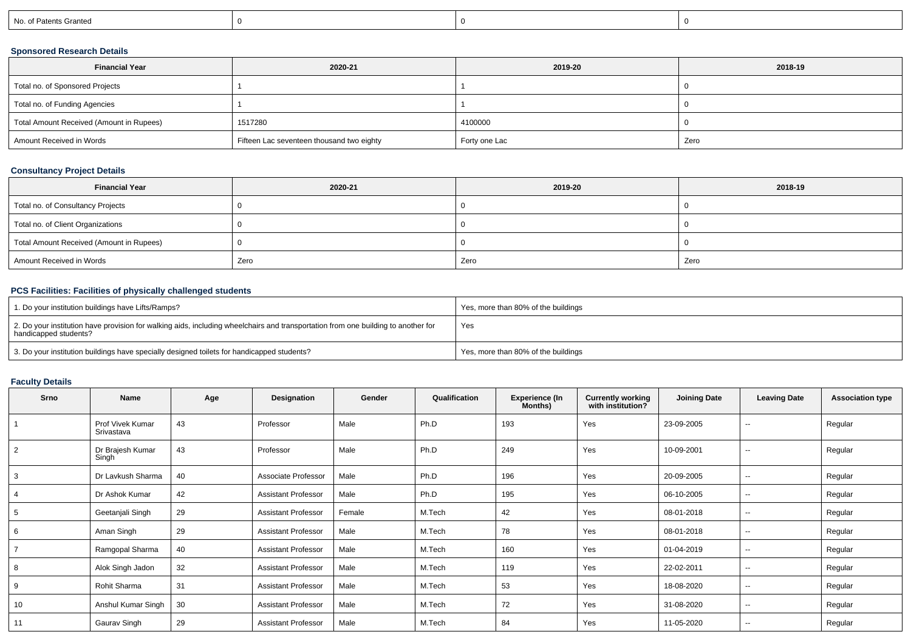| No. of Patents Granted | 0 | 0 | 0 |
|---|---|---|---|

### Sponsored Research Details

| Financial Year | 2020-21 | 2019-20 | 2018-19 |
|---|---|---|---|
| Total no. of Sponsored Projects | 1 | 1 | 0 |
| Total no. of Funding Agencies | 1 | 1 | 0 |
| Total Amount Received (Amount in Rupees) | 1517280 | 4100000 | 0 |
| Amount Received in Words | Fifteen Lac seventeen thousand two eighty | Forty one Lac | Zero |

### Consultancy Project Details

| Financial Year | 2020-21 | 2019-20 | 2018-19 |
|---|---|---|---|
| Total no. of Consultancy Projects | 0 | 0 | 0 |
| Total no. of Client Organizations | 0 | 0 | 0 |
| Total Amount Received (Amount in Rupees) | 0 | 0 | 0 |
| Amount Received in Words | Zero | Zero | Zero |

### PCS Facilities: Facilities of physically challenged students

| | |
|---|---|
| 1. Do your institution buildings have Lifts/Ramps? | Yes, more than 80% of the buildings |
| 2. Do your institution have provision for walking aids, including wheelchairs and transportation from one building to another for handicapped students? | Yes |
| 3. Do your institution buildings have specially designed toilets for handicapped students? | Yes, more than 80% of the buildings |

### Faculty Details

| Srno | Name | Age | Designation | Gender | Qualification | Experience (In Months) | Currently working with institution? | Joining Date | Leaving Date | Association type |
|---|---|---|---|---|---|---|---|---|---|---|
| 1 | Prof Vivek Kumar Srivastava | 43 | Professor | Male | Ph.D | 193 | Yes | 23-09-2005 | -- | Regular |
| 2 | Dr Brajesh Kumar Singh | 43 | Professor | Male | Ph.D | 249 | Yes | 10-09-2001 | -- | Regular |
| 3 | Dr Lavkush Sharma | 40 | Associate Professor | Male | Ph.D | 196 | Yes | 20-09-2005 | -- | Regular |
| 4 | Dr Ashok Kumar | 42 | Assistant Professor | Male | Ph.D | 195 | Yes | 06-10-2005 | -- | Regular |
| 5 | Geetanjali Singh | 29 | Assistant Professor | Female | M.Tech | 42 | Yes | 08-01-2018 | -- | Regular |
| 6 | Aman Singh | 29 | Assistant Professor | Male | M.Tech | 78 | Yes | 08-01-2018 | -- | Regular |
| 7 | Ramgopal Sharma | 40 | Assistant Professor | Male | M.Tech | 160 | Yes | 01-04-2019 | -- | Regular |
| 8 | Alok Singh Jadon | 32 | Assistant Professor | Male | M.Tech | 119 | Yes | 22-02-2011 | -- | Regular |
| 9 | Rohit Sharma | 31 | Assistant Professor | Male | M.Tech | 53 | Yes | 18-08-2020 | -- | Regular |
| 10 | Anshul Kumar Singh | 30 | Assistant Professor | Male | M.Tech | 72 | Yes | 31-08-2020 | -- | Regular |
| 11 | Gaurav Singh | 29 | Assistant Professor | Male | M.Tech | 84 | Yes | 11-05-2020 | -- | Regular |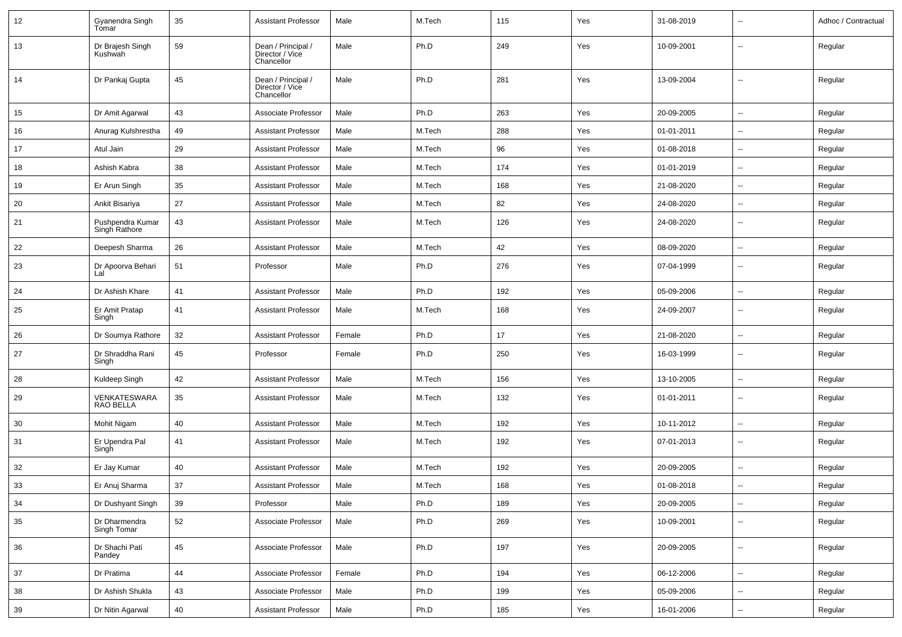| 12 | Gyanendra Singh Tomar | 35 | Assistant Professor | Male | M.Tech | 115 | Yes | 31-08-2019 | -- | Adhoc / Contractual |
|---|---|---|---|---|---|---|---|---|---|---|
| 13 | Dr Brajesh Singh Kushwah | 59 | Dean / Principal / Director / Vice Chancellor | Male | Ph.D | 249 | Yes | 10-09-2001 | -- | Regular |
| 14 | Dr Pankaj Gupta | 45 | Dean / Principal / Director / Vice Chancellor | Male | Ph.D | 281 | Yes | 13-09-2004 | -- | Regular |
| 15 | Dr Amit Agarwal | 43 | Associate Professor | Male | Ph.D | 263 | Yes | 20-09-2005 | -- | Regular |
| 16 | Anurag Kulshrestha | 49 | Assistant Professor | Male | M.Tech | 288 | Yes | 01-01-2011 | -- | Regular |
| 17 | Atul Jain | 29 | Assistant Professor | Male | M.Tech | 96 | Yes | 01-08-2018 | -- | Regular |
| 18 | Ashish Kabra | 38 | Assistant Professor | Male | M.Tech | 174 | Yes | 01-01-2019 | -- | Regular |
| 19 | Er Arun Singh | 35 | Assistant Professor | Male | M.Tech | 168 | Yes | 21-08-2020 | -- | Regular |
| 20 | Ankit Bisariya | 27 | Assistant Professor | Male | M.Tech | 82 | Yes | 24-08-2020 | -- | Regular |
| 21 | Pushpendra Kumar Singh Rathore | 43 | Assistant Professor | Male | M.Tech | 126 | Yes | 24-08-2020 | -- | Regular |
| 22 | Deepesh Sharma | 26 | Assistant Professor | Male | M.Tech | 42 | Yes | 08-09-2020 | -- | Regular |
| 23 | Dr Apoorva Behari Lal | 51 | Professor | Male | Ph.D | 276 | Yes | 07-04-1999 | -- | Regular |
| 24 | Dr Ashish Khare | 41 | Assistant Professor | Male | Ph.D | 192 | Yes | 05-09-2006 | -- | Regular |
| 25 | Er Amit Pratap Singh | 41 | Assistant Professor | Male | M.Tech | 168 | Yes | 24-09-2007 | -- | Regular |
| 26 | Dr Soumya Rathore | 32 | Assistant Professor | Female | Ph.D | 17 | Yes | 21-08-2020 | -- | Regular |
| 27 | Dr Shraddha Rani Singh | 45 | Professor | Female | Ph.D | 250 | Yes | 16-03-1999 | -- | Regular |
| 28 | Kuldeep Singh | 42 | Assistant Professor | Male | M.Tech | 156 | Yes | 13-10-2005 | -- | Regular |
| 29 | VENKATESWARA RAO BELLA | 35 | Assistant Professor | Male | M.Tech | 132 | Yes | 01-01-2011 | -- | Regular |
| 30 | Mohit Nigam | 40 | Assistant Professor | Male | M.Tech | 192 | Yes | 10-11-2012 | -- | Regular |
| 31 | Er Upendra Pal Singh | 41 | Assistant Professor | Male | M.Tech | 192 | Yes | 07-01-2013 | -- | Regular |
| 32 | Er Jay Kumar | 40 | Assistant Professor | Male | M.Tech | 192 | Yes | 20-09-2005 | -- | Regular |
| 33 | Er Anuj Sharma | 37 | Assistant Professor | Male | M.Tech | 168 | Yes | 01-08-2018 | -- | Regular |
| 34 | Dr Dushyant Singh | 39 | Professor | Male | Ph.D | 189 | Yes | 20-09-2005 | -- | Regular |
| 35 | Dr Dharmendra Singh Tomar | 52 | Associate Professor | Male | Ph.D | 269 | Yes | 10-09-2001 | -- | Regular |
| 36 | Dr Shachi Pati Pandey | 45 | Associate Professor | Male | Ph.D | 197 | Yes | 20-09-2005 | -- | Regular |
| 37 | Dr Pratima | 44 | Associate Professor | Female | Ph.D | 194 | Yes | 06-12-2006 | -- | Regular |
| 38 | Dr Ashish Shukla | 43 | Associate Professor | Male | Ph.D | 199 | Yes | 05-09-2006 | -- | Regular |
| 39 | Dr Nitin Agarwal | 40 | Assistant Professor | Male | Ph.D | 185 | Yes | 16-01-2006 | -- | Regular |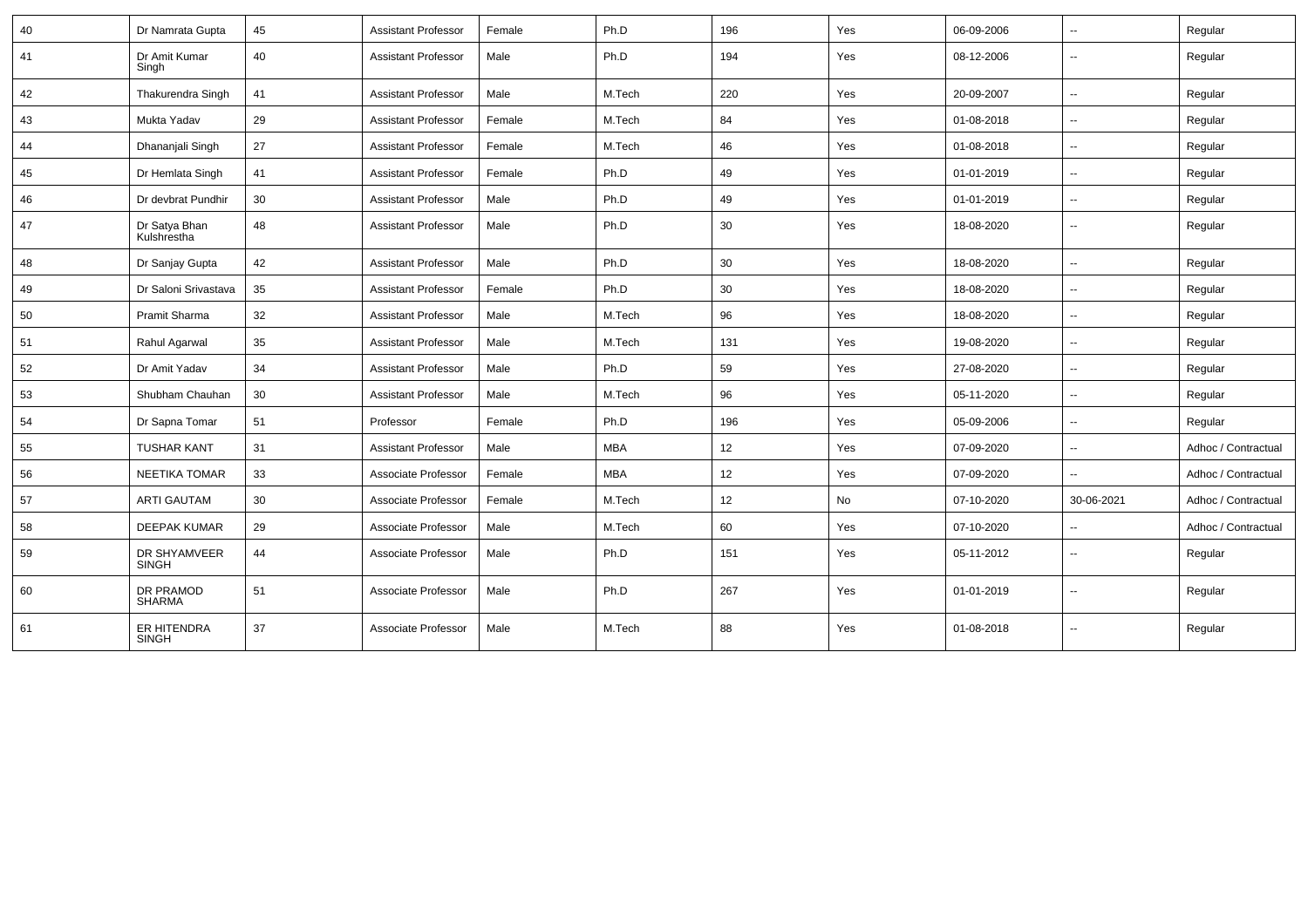| 40 | Dr Namrata Gupta | 45 | Assistant Professor | Female | Ph.D | 196 | Yes | 06-09-2006 | -- | Regular |
|---|---|---|---|---|---|---|---|---|---|---|
| 41 | Dr Amit Kumar Singh | 40 | Assistant Professor | Male | Ph.D | 194 | Yes | 08-12-2006 | -- | Regular |
| 42 | Thakurendra Singh | 41 | Assistant Professor | Male | M.Tech | 220 | Yes | 20-09-2007 | -- | Regular |
| 43 | Mukta Yadav | 29 | Assistant Professor | Female | M.Tech | 84 | Yes | 01-08-2018 | -- | Regular |
| 44 | Dhananjali Singh | 27 | Assistant Professor | Female | M.Tech | 46 | Yes | 01-08-2018 | -- | Regular |
| 45 | Dr Hemlata Singh | 41 | Assistant Professor | Female | Ph.D | 49 | Yes | 01-01-2019 | -- | Regular |
| 46 | Dr devbrat Pundhir | 30 | Assistant Professor | Male | Ph.D | 49 | Yes | 01-01-2019 | -- | Regular |
| 47 | Dr Satya Bhan Kulshrestha | 48 | Assistant Professor | Male | Ph.D | 30 | Yes | 18-08-2020 | -- | Regular |
| 48 | Dr Sanjay Gupta | 42 | Assistant Professor | Male | Ph.D | 30 | Yes | 18-08-2020 | -- | Regular |
| 49 | Dr Saloni Srivastava | 35 | Assistant Professor | Female | Ph.D | 30 | Yes | 18-08-2020 | -- | Regular |
| 50 | Pramit Sharma | 32 | Assistant Professor | Male | M.Tech | 96 | Yes | 18-08-2020 | -- | Regular |
| 51 | Rahul Agarwal | 35 | Assistant Professor | Male | M.Tech | 131 | Yes | 19-08-2020 | -- | Regular |
| 52 | Dr Amit Yadav | 34 | Assistant Professor | Male | Ph.D | 59 | Yes | 27-08-2020 | -- | Regular |
| 53 | Shubham Chauhan | 30 | Assistant Professor | Male | M.Tech | 96 | Yes | 05-11-2020 | -- | Regular |
| 54 | Dr Sapna Tomar | 51 | Professor | Female | Ph.D | 196 | Yes | 05-09-2006 | -- | Regular |
| 55 | TUSHAR KANT | 31 | Assistant Professor | Male | MBA | 12 | Yes | 07-09-2020 | -- | Adhoc / Contractual |
| 56 | NEETIKA TOMAR | 33 | Associate Professor | Female | MBA | 12 | Yes | 07-09-2020 | -- | Adhoc / Contractual |
| 57 | ARTI GAUTAM | 30 | Associate Professor | Female | M.Tech | 12 | No | 07-10-2020 | 30-06-2021 | Adhoc / Contractual |
| 58 | DEEPAK KUMAR | 29 | Associate Professor | Male | M.Tech | 60 | Yes | 07-10-2020 | -- | Adhoc / Contractual |
| 59 | DR SHYAMVEER SINGH | 44 | Associate Professor | Male | Ph.D | 151 | Yes | 05-11-2012 | -- | Regular |
| 60 | DR PRAMOD SHARMA | 51 | Associate Professor | Male | Ph.D | 267 | Yes | 01-01-2019 | -- | Regular |
| 61 | ER HITENDRA SINGH | 37 | Associate Professor | Male | M.Tech | 88 | Yes | 01-08-2018 | -- | Regular |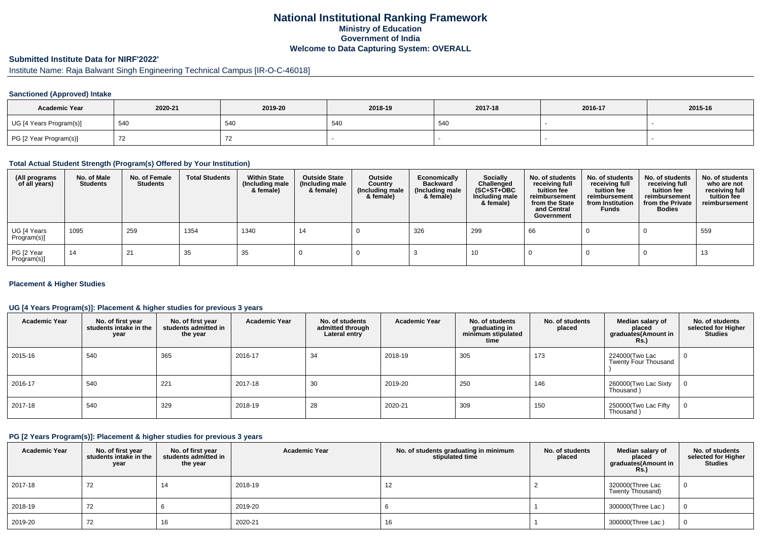# National Institutional Ranking Framework
## Ministry of Education
## Government of India
## Welcome to Data Capturing System: OVERALL

### Submitted Institute Data for NIRF'2022'

Institute Name: Raja Balwant Singh Engineering Technical Campus [IR-O-C-46018]

#### Sanctioned (Approved) Intake

| Academic Year | 2020-21 | 2019-20 | 2018-19 | 2017-18 | 2016-17 | 2015-16 |
|---|---|---|---|---|---|---|
| UG [4 Years Program(s)] | 540 | 540 | 540 | 540 | - | - |
| PG [2 Year Program(s)] | 72 | 72 | - | - | - | - |

#### Total Actual Student Strength (Program(s) Offered by Your Institution)

| (All programs of all years) | No. of Male Students | No. of Female Students | Total Students | Within State (Including male & female) | Outside State (Including male & female) | Outside Country (Including male & female) | Economically Backward (Including male & female) | Socially Challenged (SC+ST+OBC Including male & female) | No. of students receiving full tuition fee reimbursement from the State and Central Government | No. of students receiving full tuition fee reimbursement from Institution Funds | No. of students receiving full tuition fee reimbursement from the Private Bodies | No. of students who are not receiving full tuition fee reimbursement |
|---|---|---|---|---|---|---|---|---|---|---|---|---|
| UG [4 Years Program(s)] | 1095 | 259 | 1354 | 1340 | 14 | 0 | 326 | 299 | 66 | 0 | 0 | 559 |
| PG [2 Year Program(s)] | 14 | 21 | 35 | 35 | 0 | 0 | 3 | 10 | 0 | 0 | 0 | 13 |

#### Placement & Higher Studies

#### UG [4 Years Program(s)]: Placement & higher studies for previous 3 years

| Academic Year | No. of first year students intake in the year | No. of first year students admitted in the year | Academic Year | No. of students admitted through Lateral entry | Academic Year | No. of students graduating in minimum stipulated time | No. of students placed | Median salary of placed graduates(Amount in Rs.) | No. of students selected for Higher Studies |
|---|---|---|---|---|---|---|---|---|---|
| 2015-16 | 540 | 365 | 2016-17 | 34 | 2018-19 | 305 | 173 | 224000(Two Lac Twenty Four Thousand ) | 0 |
| 2016-17 | 540 | 221 | 2017-18 | 30 | 2019-20 | 250 | 146 | 260000(Two Lac Sixty Thousand ) | 0 |
| 2017-18 | 540 | 329 | 2018-19 | 28 | 2020-21 | 309 | 150 | 250000(Two Lac Fifty Thousand ) | 0 |

#### PG [2 Years Program(s)]: Placement & higher studies for previous 3 years

| Academic Year | No. of first year students intake in the year | No. of first year students admitted in the year | Academic Year | No. of students graduating in minimum stipulated time | No. of students placed | Median salary of placed graduates(Amount in Rs.) | No. of students selected for Higher Studies |
|---|---|---|---|---|---|---|---|
| 2017-18 | 72 | 14 | 2018-19 | 12 | 2 | 320000(Three Lac Twenty Thousand) | 0 |
| 2018-19 | 72 | 6 | 2019-20 | 6 | 1 | 300000(Three Lac ) | 0 |
| 2019-20 | 72 | 16 | 2020-21 | 16 | 1 | 300000(Three Lac ) | 0 |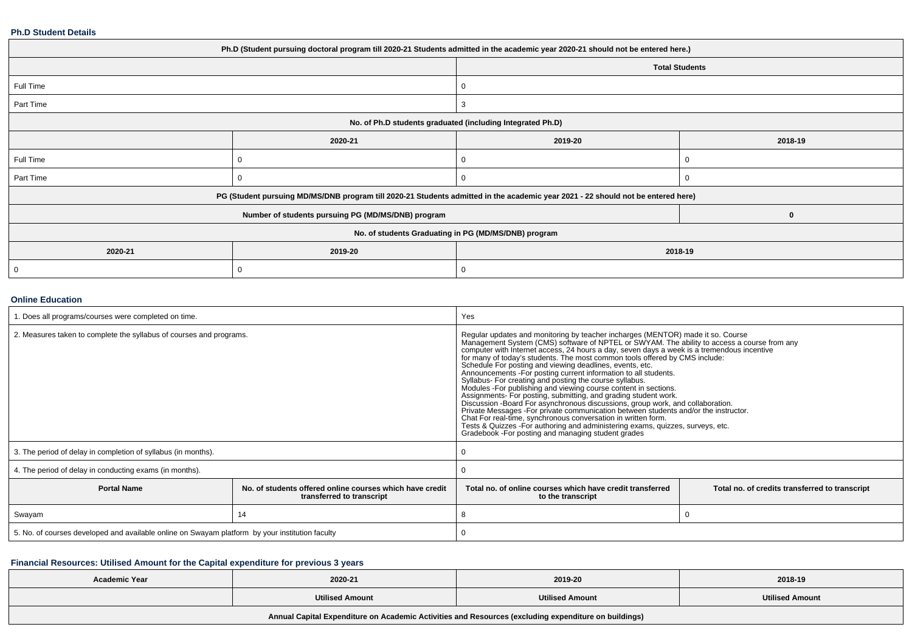### Ph.D Student Details

| Ph.D (Student pursuing doctoral program till 2020-21 Students admitted in the academic year 2020-21 should not be entered here.) | | | |
|---|---|---|---|
| | | Total Students | |
| Full Time | | 0 | |
| Part Time | | 3 | |
| No. of Ph.D students graduated (including Integrated Ph.D) | | | |
| | 2020-21 | 2019-20 | 2018-19 |
| Full Time | 0 | 0 | 0 |
| Part Time | 0 | 0 | 0 |
| PG (Student pursuing MD/MS/DNB program till 2020-21 Students admitted in the academic year 2021 - 22 should not be entered here) | | | |
| Number of students pursuing PG (MD/MS/DNB) program | | | 0 |
| No. of students Graduating in PG (MD/MS/DNB) program | | | |
| 2020-21 | 2019-20 | 2018-19 | |
| 0 | 0 | 0 | |

### Online Education

| 1. Does all programs/courses were completed on time. | | Yes | |
|---|---|---|---|
| 2. Measures taken to complete the syllabus of courses and programs. | | Regular updates and monitoring by teacher incharges (MENTOR) made it so. Course Management System (CMS) software of NPTEL or SWYAM. The ability to access a course from any computer with Internet access, 24 hours a day, seven days a week is a tremendous incentive for many of today's students. The most common tools offered by CMS include: Schedule For posting and viewing deadlines, events, etc. Announcements -For posting current information to all students. Syllabus- For creating and posting the course syllabus. Modules -For publishing and viewing course content in sections. Assignments- For posting, submitting, and grading student work. Discussion -Board For asynchronous discussions, group work, and collaboration. Private Messages -For private communication between students and/or the instructor. Chat For real-time, synchronous conversation in written form. Tests & Quizzes -For authoring and administering exams, quizzes, surveys, etc. Gradebook -For posting and managing student grades | |
| 3. The period of delay in completion of syllabus (in months). | | 0 | |
| 4. The period of delay in conducting exams (in months). | | 0 | |
| **Portal Name** | **No. of students offered online courses which have credit transferred to transcript** | **Total no. of online courses which have credit transferred to the transcript** | **Total no. of credits transferred to transcript** |
| Swayam | 14 | 8 | 0 |
| 5. No. of courses developed and available online on Swayam platform by your institution faculty | | 0 | |

### Financial Resources: Utilised Amount for the Capital expenditure for previous 3 years

| Academic Year | 2020-21 | 2019-20 | 2018-19 |
|---|---|---|---|
| | Utilised Amount | Utilised Amount | Utilised Amount |
| Annual Capital Expenditure on Academic Activities and Resources (excluding expenditure on buildings) | | | |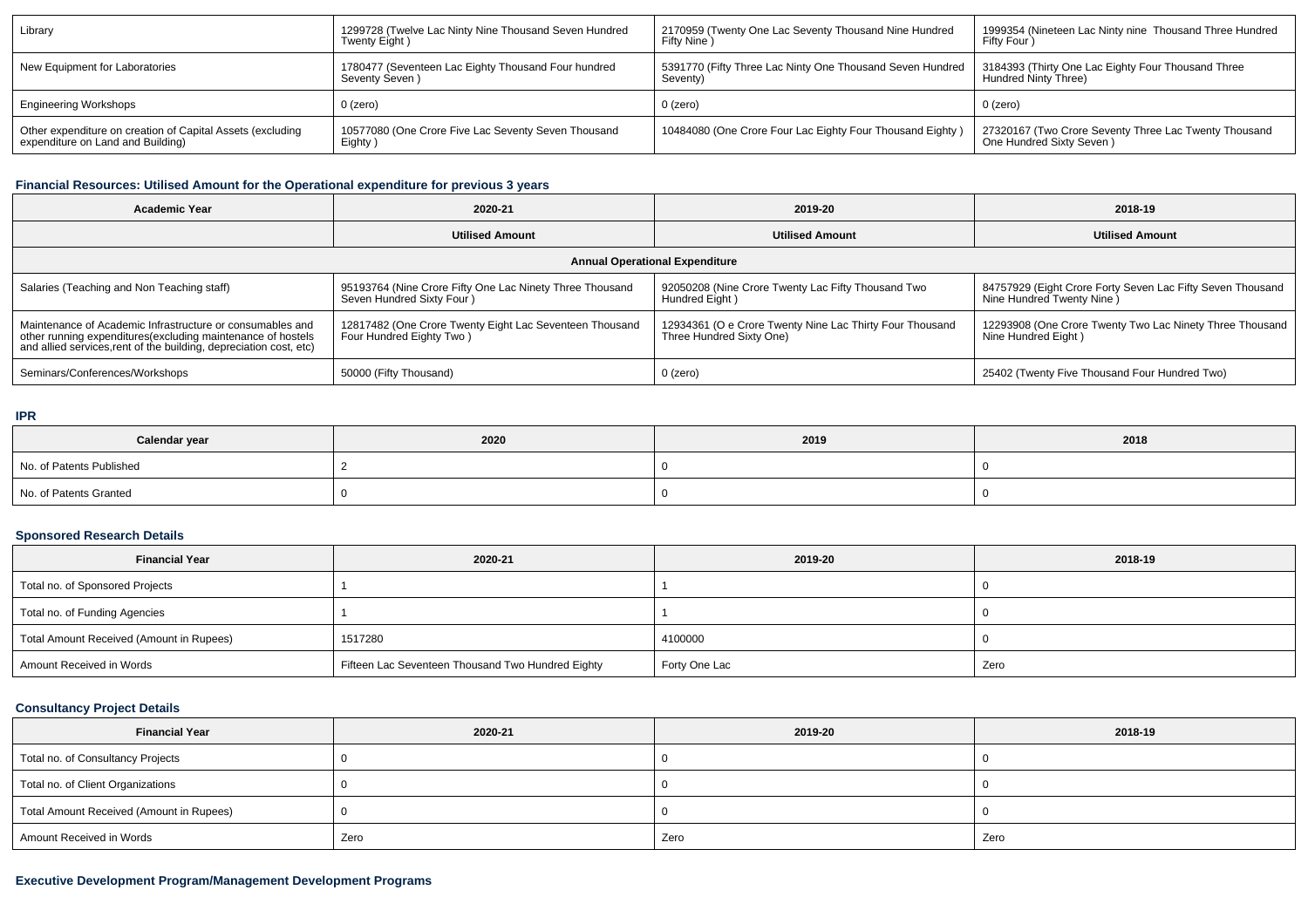| Library | 1299728 (Twelve Lac Ninty Nine Thousand Seven Hundred Twenty Eight ) | 2170959 (Twenty One Lac Seventy Thousand Nine Hundred Fifty Nine ) | 1999354 (Nineteen Lac Ninty nine Thousand Three Hundred Fifty Four ) |
|---|---|---|---|
| New Equipment for Laboratories | 1780477 (Seventeen Lac Eighty Thousand Four hundred Seventy Seven ) | 5391770 (Fifty Three Lac Ninty One Thousand Seven Hundred Seventy) | 3184393 (Thirty One Lac Eighty Four Thousand Three Hundred Ninty Three) |
| Engineering Workshops | 0 (zero) | 0 (zero) | 0 (zero) |
| Other expenditure on creation of Capital Assets (excluding expenditure on Land and Building) | 10577080 (One Crore Five Lac Seventy Seven Thousand Eighty ) | 10484080 (One Crore Four Lac Eighty Four Thousand Eighty ) | 27320167 (Two Crore Seventy Three Lac Twenty Thousand One Hundred Sixty Seven ) |

### Financial Resources: Utilised Amount for the Operational expenditure for previous 3 years

| Academic Year | 2020-21 | 2019-20 | 2018-19 |
|---|---|---|---|
| | Utilised Amount | Utilised Amount | Utilised Amount |
| Annual Operational Expenditure | | | |
| Salaries (Teaching and Non Teaching staff) | 95193764 (Nine Crore Fifty One Lac Ninety Three Thousand Seven Hundred Sixty Four ) | 92050208 (Nine Crore Twenty Lac Fifty Thousand Two Hundred Eight ) | 84757929 (Eight Crore Forty Seven Lac Fifty Seven Thousand Nine Hundred Twenty Nine ) |
| Maintenance of Academic Infrastructure or consumables and other running expenditures(excluding maintenance of hostels and allied services,rent of the building, depreciation cost, etc) | 12817482 (One Crore Twenty Eight Lac Seventeen Thousand Four Hundred Eighty Two ) | 12934361 (O e Crore Twenty Nine Lac Thirty Four Thousand Three Hundred Sixty One) | 12293908 (One Crore Twenty Two Lac Ninety Three Thousand Nine Hundred Eight ) |
| Seminars/Conferences/Workshops | 50000 (Fifty Thousand) | 0 (zero) | 25402 (Twenty Five Thousand Four Hundred Two) |

### IPR

| Calendar year | 2020 | 2019 | 2018 |
|---|---|---|---|
| No. of Patents Published | 2 | 0 | 0 |
| No. of Patents Granted | 0 | 0 | 0 |

### Sponsored Research Details

| Financial Year | 2020-21 | 2019-20 | 2018-19 |
|---|---|---|---|
| Total no. of Sponsored Projects | 1 | 1 | 0 |
| Total no. of Funding Agencies | 1 | 1 | 0 |
| Total Amount Received (Amount in Rupees) | 1517280 | 4100000 | 0 |
| Amount Received in Words | Fifteen Lac Seventeen Thousand Two Hundred Eighty | Forty One Lac | Zero |

### Consultancy Project Details

| Financial Year | 2020-21 | 2019-20 | 2018-19 |
|---|---|---|---|
| Total no. of Consultancy Projects | 0 | 0 | 0 |
| Total no. of Client Organizations | 0 | 0 | 0 |
| Total Amount Received (Amount in Rupees) | 0 | 0 | 0 |
| Amount Received in Words | Zero | Zero | Zero |

### Executive Development Program/Management Development Programs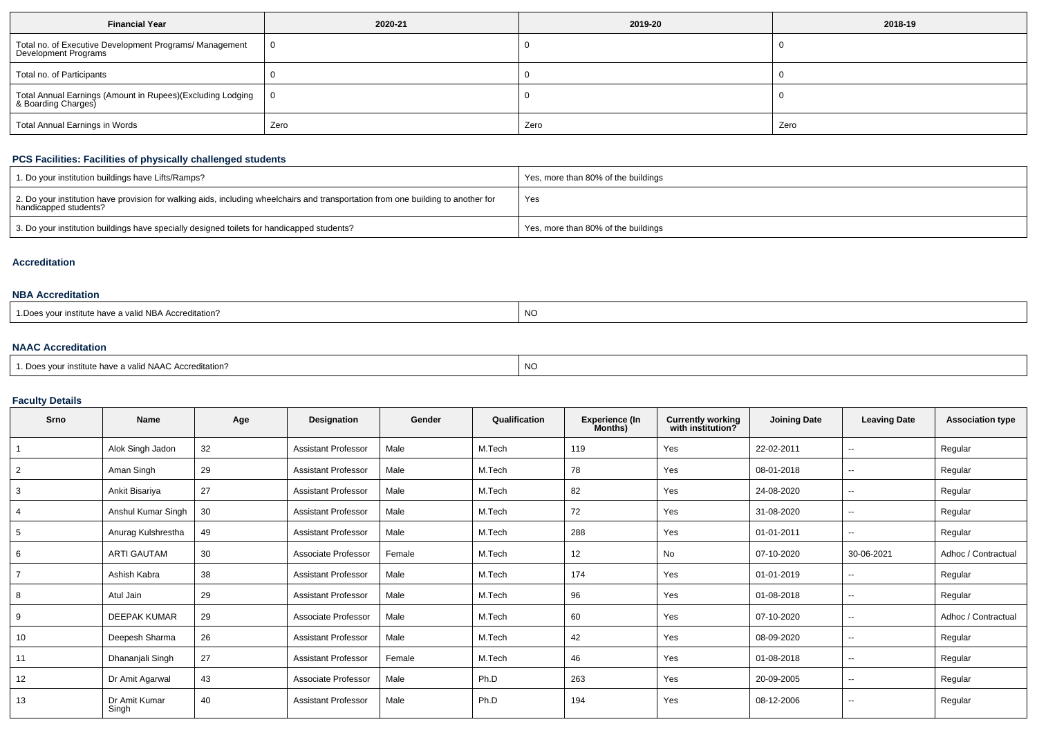| Financial Year | 2020-21 | 2019-20 | 2018-19 |
|---|---|---|---|
| Total no. of Executive Development Programs/ Management Development Programs | 0 | 0 | 0 |
| Total no. of Participants | 0 | 0 | 0 |
| Total Annual Earnings (Amount in Rupees)(Excluding Lodging & Boarding Charges) | 0 | 0 | 0 |
| Total Annual Earnings in Words | Zero | Zero | Zero |

### PCS Facilities: Facilities of physically challenged students

| | |
|---|---|
| 1. Do your institution buildings have Lifts/Ramps? | Yes, more than 80% of the buildings |
| 2. Do your institution have provision for walking aids, including wheelchairs and transportation from one building to another for handicapped students? | Yes |
| 3. Do your institution buildings have specially designed toilets for handicapped students? | Yes, more than 80% of the buildings |

### Accreditation

### NBA Accreditation

| | |
|---|---|
| 1.Does your institute have a valid NBA Accreditation? | NO |

### NAAC Accreditation

| | |
|---|---|
| 1. Does your institute have a valid NAAC Accreditation? | NO |

### Faculty Details

| Srno | Name | Age | Designation | Gender | Qualification | Experience (In Months) | Currently working with institution? | Joining Date | Leaving Date | Association type |
|---|---|---|---|---|---|---|---|---|---|---|
| 1 | Alok Singh Jadon | 32 | Assistant Professor | Male | M.Tech | 119 | Yes | 22-02-2011 | -- | Regular |
| 2 | Aman Singh | 29 | Assistant Professor | Male | M.Tech | 78 | Yes | 08-01-2018 | -- | Regular |
| 3 | Ankit Bisariya | 27 | Assistant Professor | Male | M.Tech | 82 | Yes | 24-08-2020 | -- | Regular |
| 4 | Anshul Kumar Singh | 30 | Assistant Professor | Male | M.Tech | 72 | Yes | 31-08-2020 | -- | Regular |
| 5 | Anurag Kulshrestha | 49 | Assistant Professor | Male | M.Tech | 288 | Yes | 01-01-2011 | -- | Regular |
| 6 | ARTI GAUTAM | 30 | Associate Professor | Female | M.Tech | 12 | No | 07-10-2020 | 30-06-2021 | Adhoc / Contractual |
| 7 | Ashish Kabra | 38 | Assistant Professor | Male | M.Tech | 174 | Yes | 01-01-2019 | -- | Regular |
| 8 | Atul Jain | 29 | Assistant Professor | Male | M.Tech | 96 | Yes | 01-08-2018 | -- | Regular |
| 9 | DEEPAK KUMAR | 29 | Associate Professor | Male | M.Tech | 60 | Yes | 07-10-2020 | -- | Adhoc / Contractual |
| 10 | Deepesh Sharma | 26 | Assistant Professor | Male | M.Tech | 42 | Yes | 08-09-2020 | -- | Regular |
| 11 | Dhananjali Singh | 27 | Assistant Professor | Female | M.Tech | 46 | Yes | 01-08-2018 | -- | Regular |
| 12 | Dr Amit Agarwal | 43 | Associate Professor | Male | Ph.D | 263 | Yes | 20-09-2005 | -- | Regular |
| 13 | Dr Amit Kumar Singh | 40 | Assistant Professor | Male | Ph.D | 194 | Yes | 08-12-2006 | -- | Regular |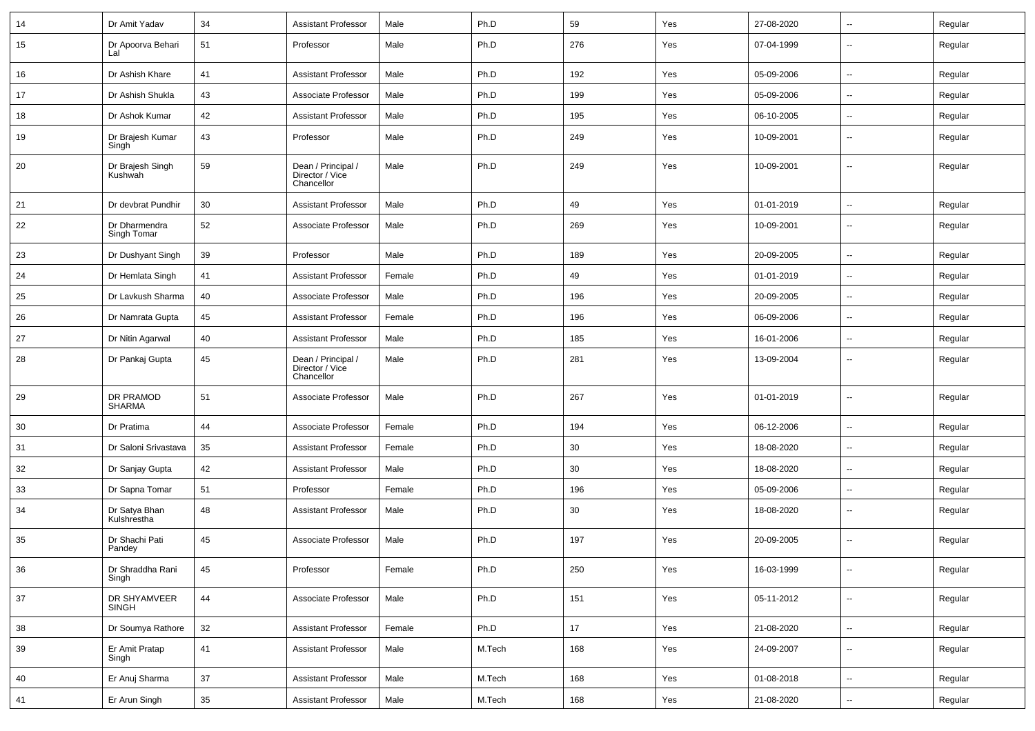| 14 | Dr Amit Yadav | 34 | Assistant Professor | Male | Ph.D | 59 | Yes | 27-08-2020 | -- | Regular |
|---|---|---|---|---|---|---|---|---|---|---|
| 15 | Dr Apoorva Behari Lal | 51 | Professor | Male | Ph.D | 276 | Yes | 07-04-1999 | -- | Regular |
| 16 | Dr Ashish Khare | 41 | Assistant Professor | Male | Ph.D | 192 | Yes | 05-09-2006 | -- | Regular |
| 17 | Dr Ashish Shukla | 43 | Associate Professor | Male | Ph.D | 199 | Yes | 05-09-2006 | -- | Regular |
| 18 | Dr Ashok Kumar | 42 | Assistant Professor | Male | Ph.D | 195 | Yes | 06-10-2005 | -- | Regular |
| 19 | Dr Brajesh Kumar Singh | 43 | Professor | Male | Ph.D | 249 | Yes | 10-09-2001 | -- | Regular |
| 20 | Dr Brajesh Singh Kushwah | 59 | Dean / Principal / Director / Vice Chancellor | Male | Ph.D | 249 | Yes | 10-09-2001 | -- | Regular |
| 21 | Dr devbrat Pundhir | 30 | Assistant Professor | Male | Ph.D | 49 | Yes | 01-01-2019 | -- | Regular |
| 22 | Dr Dharmendra Singh Tomar | 52 | Associate Professor | Male | Ph.D | 269 | Yes | 10-09-2001 | -- | Regular |
| 23 | Dr Dushyant Singh | 39 | Professor | Male | Ph.D | 189 | Yes | 20-09-2005 | -- | Regular |
| 24 | Dr Hemlata Singh | 41 | Assistant Professor | Female | Ph.D | 49 | Yes | 01-01-2019 | -- | Regular |
| 25 | Dr Lavkush Sharma | 40 | Associate Professor | Male | Ph.D | 196 | Yes | 20-09-2005 | -- | Regular |
| 26 | Dr Namrata Gupta | 45 | Assistant Professor | Female | Ph.D | 196 | Yes | 06-09-2006 | -- | Regular |
| 27 | Dr Nitin Agarwal | 40 | Assistant Professor | Male | Ph.D | 185 | Yes | 16-01-2006 | -- | Regular |
| 28 | Dr Pankaj Gupta | 45 | Dean / Principal / Director / Vice Chancellor | Male | Ph.D | 281 | Yes | 13-09-2004 | -- | Regular |
| 29 | DR PRAMOD SHARMA | 51 | Associate Professor | Male | Ph.D | 267 | Yes | 01-01-2019 | -- | Regular |
| 30 | Dr Pratima | 44 | Associate Professor | Female | Ph.D | 194 | Yes | 06-12-2006 | -- | Regular |
| 31 | Dr Saloni Srivastava | 35 | Assistant Professor | Female | Ph.D | 30 | Yes | 18-08-2020 | -- | Regular |
| 32 | Dr Sanjay Gupta | 42 | Assistant Professor | Male | Ph.D | 30 | Yes | 18-08-2020 | -- | Regular |
| 33 | Dr Sapna Tomar | 51 | Professor | Female | Ph.D | 196 | Yes | 05-09-2006 | -- | Regular |
| 34 | Dr Satya Bhan Kulshrestha | 48 | Assistant Professor | Male | Ph.D | 30 | Yes | 18-08-2020 | -- | Regular |
| 35 | Dr Shachi Pati Pandey | 45 | Associate Professor | Male | Ph.D | 197 | Yes | 20-09-2005 | -- | Regular |
| 36 | Dr Shraddha Rani Singh | 45 | Professor | Female | Ph.D | 250 | Yes | 16-03-1999 | -- | Regular |
| 37 | DR SHYAMVEER SINGH | 44 | Associate Professor | Male | Ph.D | 151 | Yes | 05-11-2012 | -- | Regular |
| 38 | Dr Soumya Rathore | 32 | Assistant Professor | Female | Ph.D | 17 | Yes | 21-08-2020 | -- | Regular |
| 39 | Er Amit Pratap Singh | 41 | Assistant Professor | Male | M.Tech | 168 | Yes | 24-09-2007 | -- | Regular |
| 40 | Er Anuj Sharma | 37 | Assistant Professor | Male | M.Tech | 168 | Yes | 01-08-2018 | -- | Regular |
| 41 | Er Arun Singh | 35 | Assistant Professor | Male | M.Tech | 168 | Yes | 21-08-2020 | -- | Regular |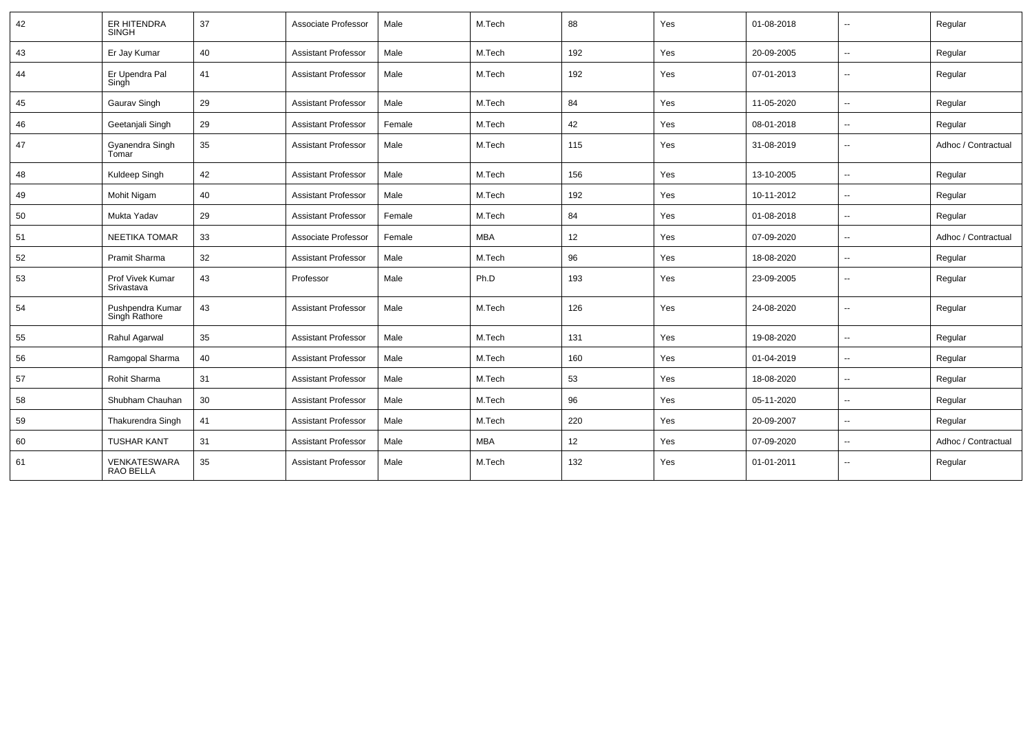| | | | | | | | | | | |
|---|---|---|---|---|---|---|---|---|---|---|
| 42 | ER HITENDRA SINGH | 37 | Associate Professor | Male | M.Tech | 88 | Yes | 01-08-2018 | -- | Regular |
| 43 | Er Jay Kumar | 40 | Assistant Professor | Male | M.Tech | 192 | Yes | 20-09-2005 | -- | Regular |
| 44 | Er Upendra Pal Singh | 41 | Assistant Professor | Male | M.Tech | 192 | Yes | 07-01-2013 | -- | Regular |
| 45 | Gaurav Singh | 29 | Assistant Professor | Male | M.Tech | 84 | Yes | 11-05-2020 | -- | Regular |
| 46 | Geetanjali Singh | 29 | Assistant Professor | Female | M.Tech | 42 | Yes | 08-01-2018 | -- | Regular |
| 47 | Gyanendra Singh Tomar | 35 | Assistant Professor | Male | M.Tech | 115 | Yes | 31-08-2019 | -- | Adhoc / Contractual |
| 48 | Kuldeep Singh | 42 | Assistant Professor | Male | M.Tech | 156 | Yes | 13-10-2005 | -- | Regular |
| 49 | Mohit Nigam | 40 | Assistant Professor | Male | M.Tech | 192 | Yes | 10-11-2012 | -- | Regular |
| 50 | Mukta Yadav | 29 | Assistant Professor | Female | M.Tech | 84 | Yes | 01-08-2018 | -- | Regular |
| 51 | NEETIKA TOMAR | 33 | Associate Professor | Female | MBA | 12 | Yes | 07-09-2020 | -- | Adhoc / Contractual |
| 52 | Pramit Sharma | 32 | Assistant Professor | Male | M.Tech | 96 | Yes | 18-08-2020 | -- | Regular |
| 53 | Prof Vivek Kumar Srivastava | 43 | Professor | Male | Ph.D | 193 | Yes | 23-09-2005 | -- | Regular |
| 54 | Pushpendra Kumar Singh Rathore | 43 | Assistant Professor | Male | M.Tech | 126 | Yes | 24-08-2020 | -- | Regular |
| 55 | Rahul Agarwal | 35 | Assistant Professor | Male | M.Tech | 131 | Yes | 19-08-2020 | -- | Regular |
| 56 | Ramgopal Sharma | 40 | Assistant Professor | Male | M.Tech | 160 | Yes | 01-04-2019 | -- | Regular |
| 57 | Rohit Sharma | 31 | Assistant Professor | Male | M.Tech | 53 | Yes | 18-08-2020 | -- | Regular |
| 58 | Shubham Chauhan | 30 | Assistant Professor | Male | M.Tech | 96 | Yes | 05-11-2020 | -- | Regular |
| 59 | Thakurendra Singh | 41 | Assistant Professor | Male | M.Tech | 220 | Yes | 20-09-2007 | -- | Regular |
| 60 | TUSHAR KANT | 31 | Assistant Professor | Male | MBA | 12 | Yes | 07-09-2020 | -- | Adhoc / Contractual |
| 61 | VENKATESWARA RAO BELLA | 35 | Assistant Professor | Male | M.Tech | 132 | Yes | 01-01-2011 | -- | Regular |